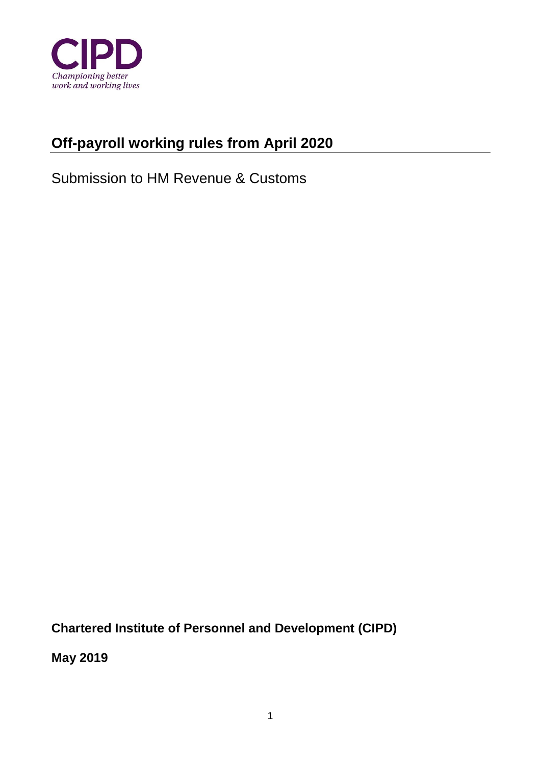CIPD

*Championing better work and working lives*

# Off-payroll working rules from April 2020

Submission to HM Revenue & Customs

**Chartered Institute of Personnel and Development (CIPD)**

**May 2019**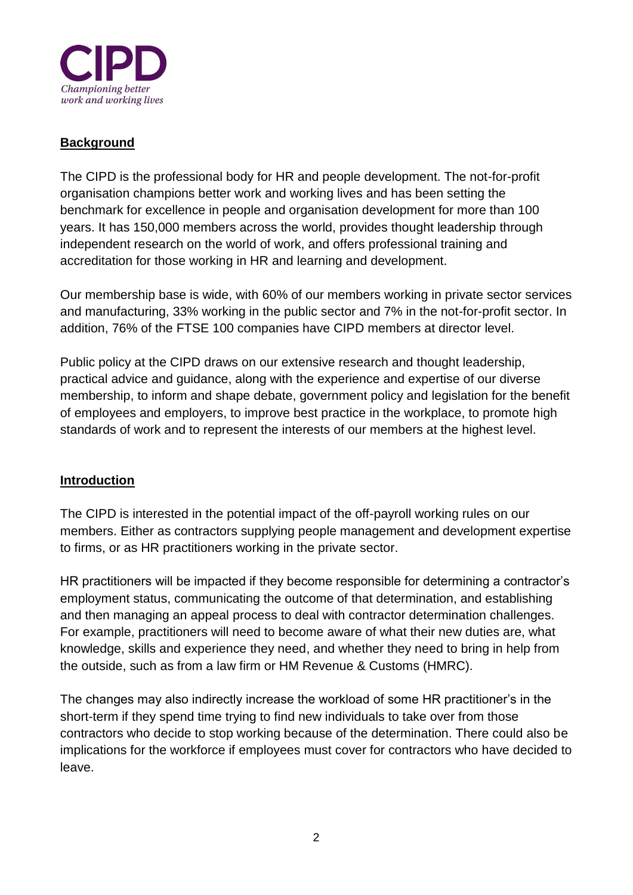CIPD

*Championing better work and working lives*

## Background

The CIPD is the professional body for HR and people development. The not-for-profit organisation champions better work and working lives and has been setting the benchmark for excellence in people and organisation development for more than 100 years. It has 150,000 members across the world, provides thought leadership through independent research on the world of work, and offers professional training and accreditation for those working in HR and learning and development.

Our membership base is wide, with 60% of our members working in private sector services and manufacturing, 33% working in the public sector and 7% in the not-for-profit sector. In addition, 76% of the FTSE 100 companies have CIPD members at director level.

Public policy at the CIPD draws on our extensive research and thought leadership, practical advice and guidance, along with the experience and expertise of our diverse membership, to inform and shape debate, government policy and legislation for the benefit of employees and employers, to improve best practice in the workplace, to promote high standards of work and to represent the interests of our members at the highest level.

## Introduction

The CIPD is interested in the potential impact of the off-payroll working rules on our members. Either as contractors supplying people management and development expertise to firms, or as HR practitioners working in the private sector.

HR practitioners will be impacted if they become responsible for determining a contractor's employment status, communicating the outcome of that determination, and establishing and then managing an appeal process to deal with contractor determination challenges. For example, practitioners will need to become aware of what their new duties are, what knowledge, skills and experience they need, and whether they need to bring in help from the outside, such as from a law firm or HM Revenue & Customs (HMRC).

The changes may also indirectly increase the workload of some HR practitioner's in the short-term if they spend time trying to find new individuals to take over from those contractors who decide to stop working because of the determination. There could also be implications for the workforce if employees must cover for contractors who have decided to leave.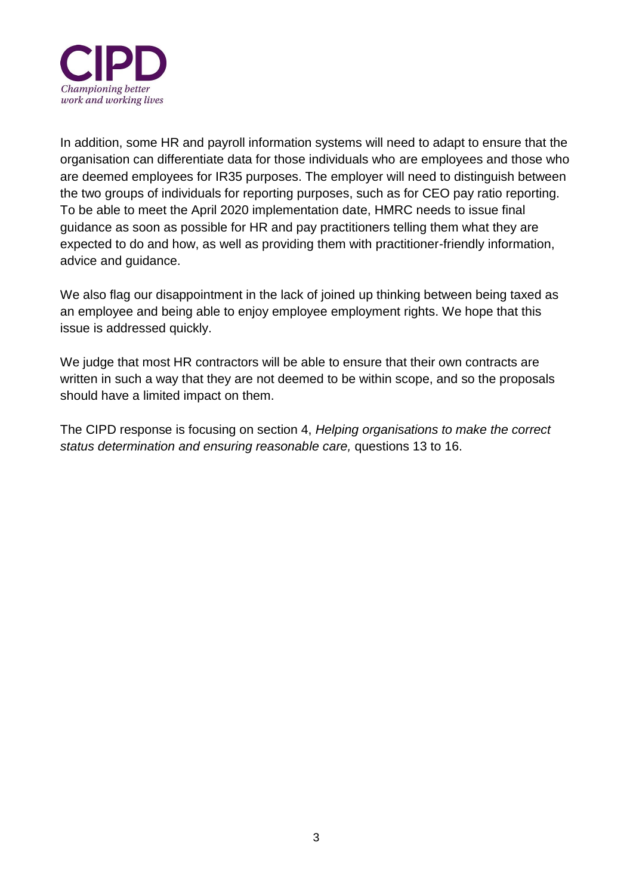In addition, some HR and payroll information systems will need to adapt to ensure that the organisation can differentiate data for those individuals who are employees and those who are deemed employees for IR35 purposes. The employer will need to distinguish between the two groups of individuals for reporting purposes, such as for CEO pay ratio reporting. To be able to meet the April 2020 implementation date, HMRC needs to issue final guidance as soon as possible for HR and pay practitioners telling them what they are expected to do and how, as well as providing them with practitioner-friendly information, advice and guidance.

We also flag our disappointment in the lack of joined up thinking between being taxed as an employee and being able to enjoy employee employment rights. We hope that this issue is addressed quickly.

We judge that most HR contractors will be able to ensure that their own contracts are written in such a way that they are not deemed to be within scope, and so the proposals should have a limited impact on them.

The CIPD response is focusing on section 4, *Helping organisations to make the correct status determination and ensuring reasonable care,* questions 13 to 16.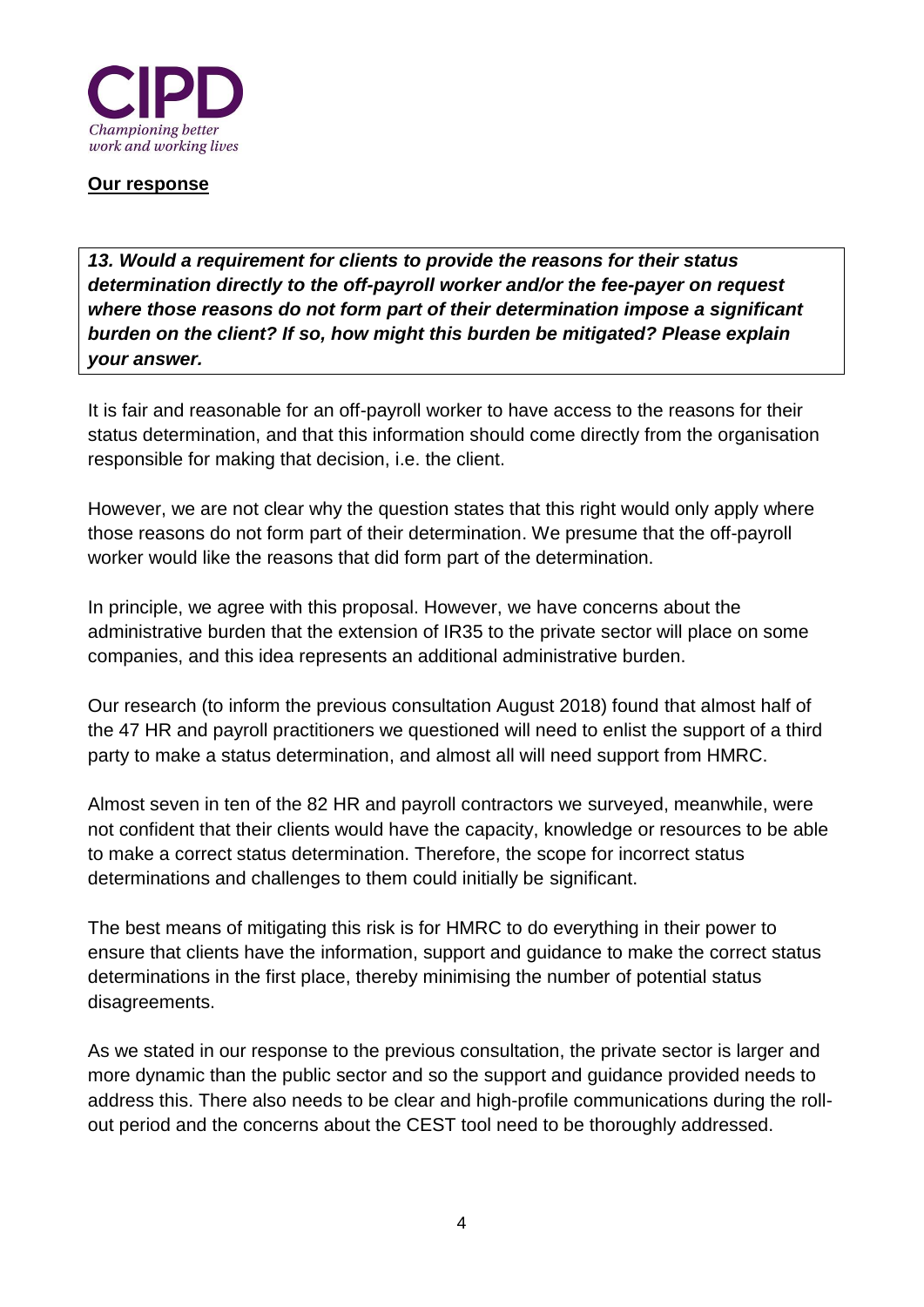**Our response**

***13. Would a requirement for clients to provide the reasons for their status determination directly to the off-payroll worker and/or the fee-payer on request where those reasons do not form part of their determination impose a significant burden on the client? If so, how might this burden be mitigated? Please explain your answer.***

It is fair and reasonable for an off-payroll worker to have access to the reasons for their status determination, and that this information should come directly from the organisation responsible for making that decision, i.e. the client.

However, we are not clear why the question states that this right would only apply where those reasons do not form part of their determination. We presume that the off-payroll worker would like the reasons that did form part of the determination.

In principle, we agree with this proposal. However, we have concerns about the administrative burden that the extension of IR35 to the private sector will place on some companies, and this idea represents an additional administrative burden.

Our research (to inform the previous consultation August 2018) found that almost half of the 47 HR and payroll practitioners we questioned will need to enlist the support of a third party to make a status determination, and almost all will need support from HMRC.

Almost seven in ten of the 82 HR and payroll contractors we surveyed, meanwhile, were not confident that their clients would have the capacity, knowledge or resources to be able to make a correct status determination. Therefore, the scope for incorrect status determinations and challenges to them could initially be significant.

The best means of mitigating this risk is for HMRC to do everything in their power to ensure that clients have the information, support and guidance to make the correct status determinations in the first place, thereby minimising the number of potential status disagreements.

As we stated in our response to the previous consultation, the private sector is larger and more dynamic than the public sector and so the support and guidance provided needs to address this. There also needs to be clear and high-profile communications during the roll-out period and the concerns about the CEST tool need to be thoroughly addressed.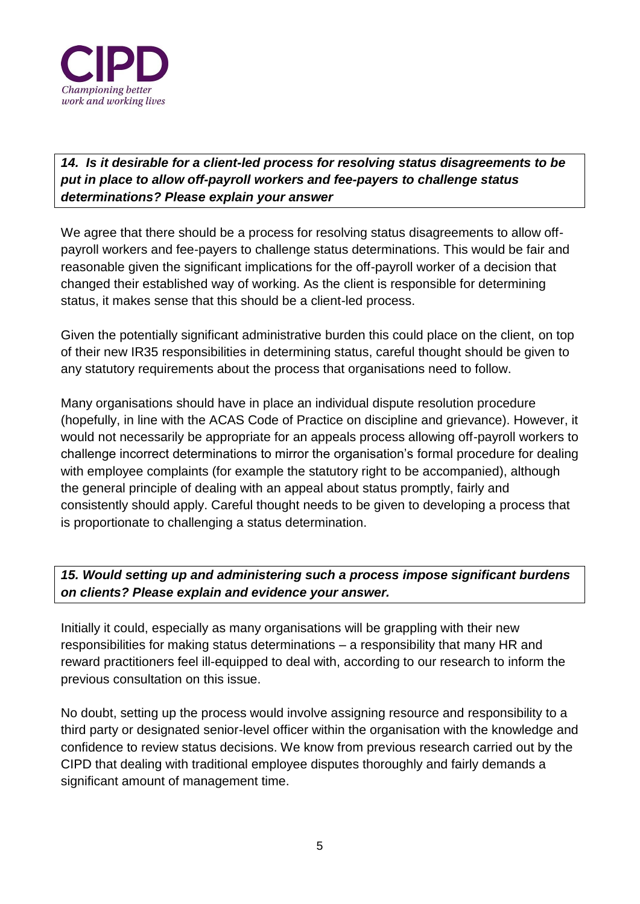***14. Is it desirable for a client-led process for resolving status disagreements to be put in place to allow off-payroll workers and fee-payers to challenge status determinations? Please explain your answer***

We agree that there should be a process for resolving status disagreements to allow off-payroll workers and fee-payers to challenge status determinations. This would be fair and reasonable given the significant implications for the off-payroll worker of a decision that changed their established way of working. As the client is responsible for determining status, it makes sense that this should be a client-led process.

Given the potentially significant administrative burden this could place on the client, on top of their new IR35 responsibilities in determining status, careful thought should be given to any statutory requirements about the process that organisations need to follow.

Many organisations should have in place an individual dispute resolution procedure (hopefully, in line with the ACAS Code of Practice on discipline and grievance). However, it would not necessarily be appropriate for an appeals process allowing off-payroll workers to challenge incorrect determinations to mirror the organisation's formal procedure for dealing with employee complaints (for example the statutory right to be accompanied), although the general principle of dealing with an appeal about status promptly, fairly and consistently should apply. Careful thought needs to be given to developing a process that is proportionate to challenging a status determination.

***15. Would setting up and administering such a process impose significant burdens on clients? Please explain and evidence your answer.***

Initially it could, especially as many organisations will be grappling with their new responsibilities for making status determinations – a responsibility that many HR and reward practitioners feel ill-equipped to deal with, according to our research to inform the previous consultation on this issue.

No doubt, setting up the process would involve assigning resource and responsibility to a third party or designated senior-level officer within the organisation with the knowledge and confidence to review status decisions. We know from previous research carried out by the CIPD that dealing with traditional employee disputes thoroughly and fairly demands a significant amount of management time.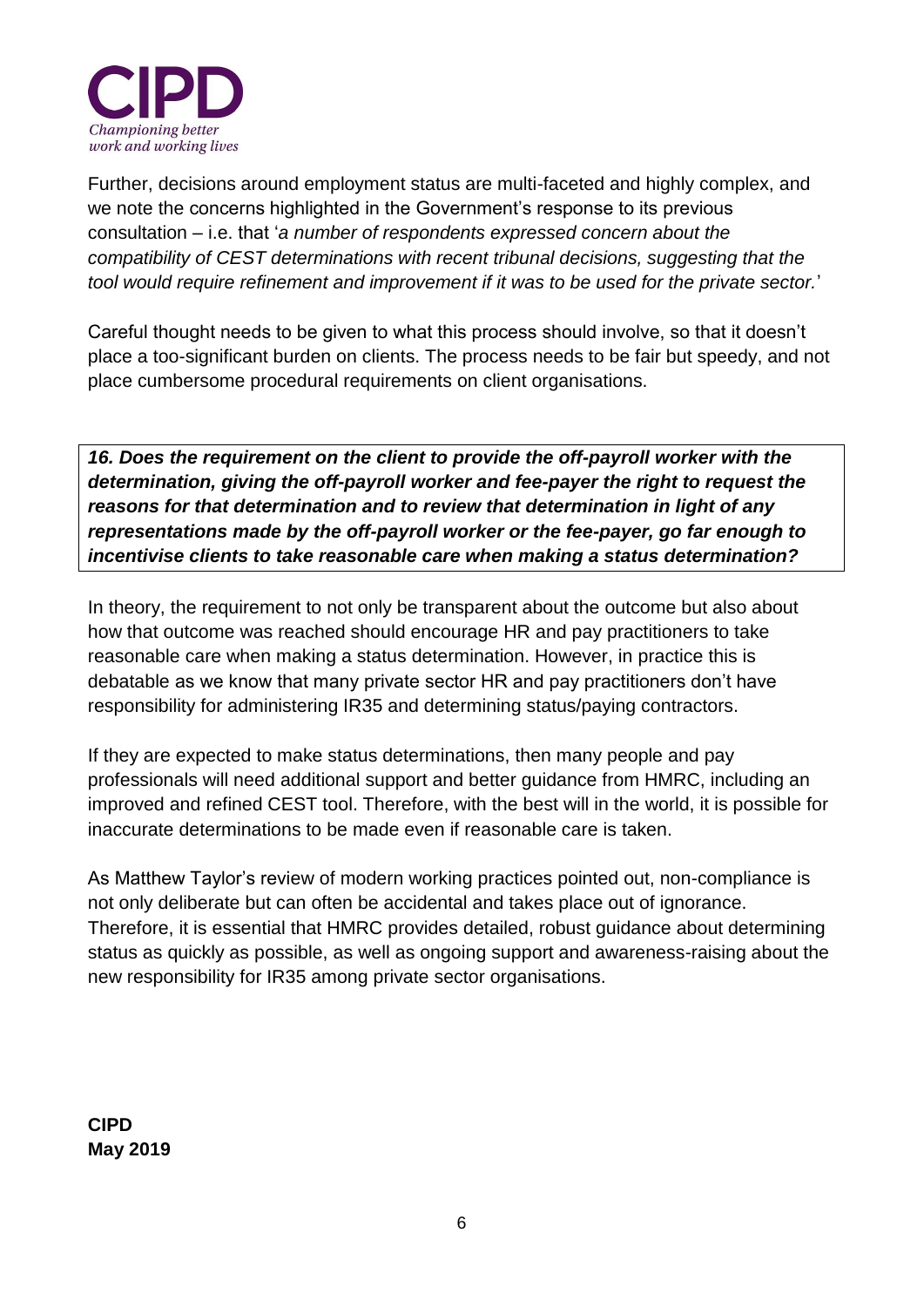Further, decisions around employment status are multi-faceted and highly complex, and we note the concerns highlighted in the Government's response to its previous consultation – i.e. that '*a number of respondents expressed concern about the compatibility of CEST determinations with recent tribunal decisions, suggesting that the tool would require refinement and improvement if it was to be used for the private sector.*'

Careful thought needs to be given to what this process should involve, so that it doesn't place a too-significant burden on clients. The process needs to be fair but speedy, and not place cumbersome procedural requirements on client organisations.

***16. Does the requirement on the client to provide the off-payroll worker with the determination, giving the off-payroll worker and fee-payer the right to request the reasons for that determination and to review that determination in light of any representations made by the off-payroll worker or the fee-payer, go far enough to incentivise clients to take reasonable care when making a status determination?***

In theory, the requirement to not only be transparent about the outcome but also about how that outcome was reached should encourage HR and pay practitioners to take reasonable care when making a status determination. However, in practice this is debatable as we know that many private sector HR and pay practitioners don't have responsibility for administering IR35 and determining status/paying contractors.

If they are expected to make status determinations, then many people and pay professionals will need additional support and better guidance from HMRC, including an improved and refined CEST tool. Therefore, with the best will in the world, it is possible for inaccurate determinations to be made even if reasonable care is taken.

As Matthew Taylor's review of modern working practices pointed out, non-compliance is not only deliberate but can often be accidental and takes place out of ignorance. Therefore, it is essential that HMRC provides detailed, robust guidance about determining status as quickly as possible, as well as ongoing support and awareness-raising about the new responsibility for IR35 among private sector organisations.

**CIPD**
**May 2019**